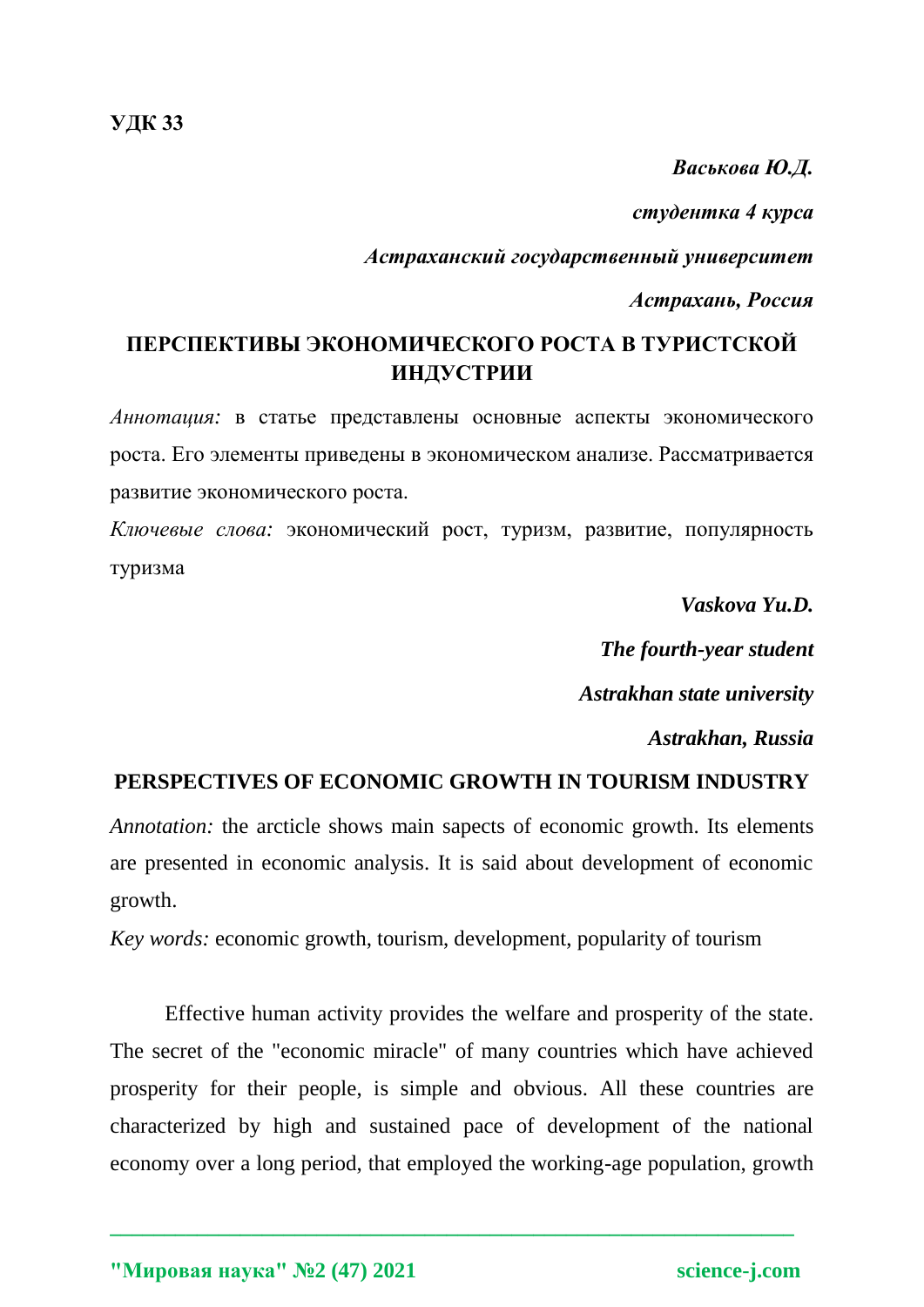**УДК 33**

***Васькова Ю.Д.***

***студентка 4 курса***

***Астраханский государственный университет***

***Астрахань, Россия***

## ПЕРСПЕКТИВЫ ЭКОНОМИЧЕСКОГО РОСТА В ТУРИСТСКОЙ ИНДУСТРИИ

*Аннотация:* в статье представлены основные аспекты экономического роста. Его элементы приведены в экономическом анализе. Рассматривается развитие экономического роста.

*Ключевые слова:* экономический рост, туризм, развитие, популярность туризма

***Vaskova Yu.D.***

***The fourth-year student***

***Astrakhan state university***

***Astrakhan, Russia***

## PERSPECTIVES OF ECONOMIC GROWTH IN TOURISM INDUSTRY

*Annotation:* the arcticle shows main sapects of economic growth. Its elements are presented in economic analysis. It is said about development of economic growth.

*Key words:* economic growth, tourism, development, popularity of tourism

Effective human activity provides the welfare and prosperity of the state. The secret of the "economic miracle" of many countries which have achieved prosperity for their people, is simple and obvious. All these countries are characterized by high and sustained pace of development of the national economy over a long period, that employed the working-age population, growth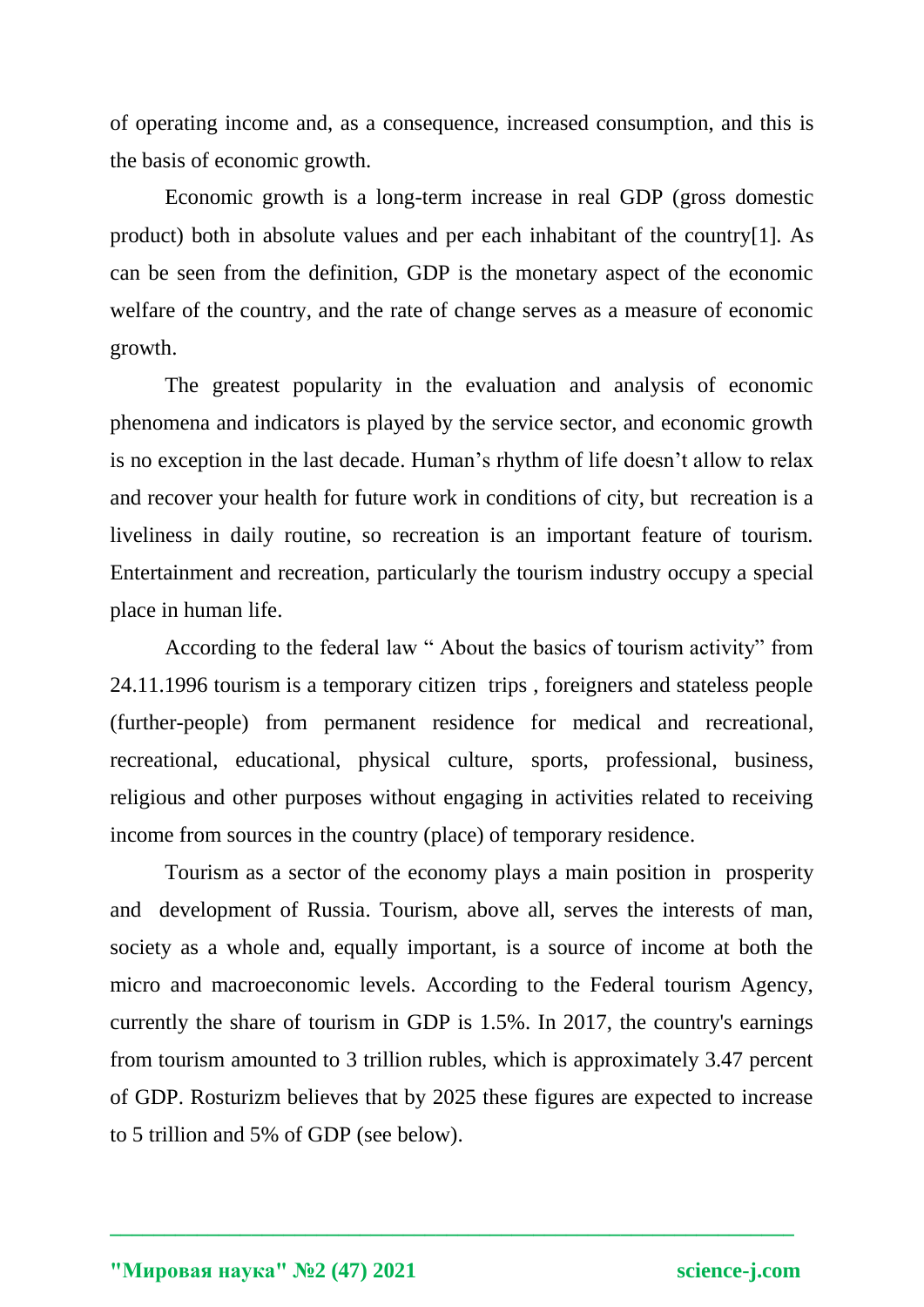of operating income and, as a consequence, increased consumption, and this is the basis of economic growth.

Economic growth is a long-term increase in real GDP (gross domestic product) both in absolute values and per each inhabitant of the country[1]. As can be seen from the definition, GDP is the monetary aspect of the economic welfare of the country, and the rate of change serves as a measure of economic growth.

The greatest popularity in the evaluation and analysis of economic phenomena and indicators is played by the service sector, and economic growth is no exception in the last decade. Human's rhythm of life doesn't allow to relax and recover your health for future work in conditions of city, but recreation is a liveliness in daily routine, so recreation is an important feature of tourism. Entertainment and recreation, particularly the tourism industry occupy a special place in human life.

According to the federal law " About the basics of tourism activity" from 24.11.1996 tourism is a temporary citizen trips , foreigners and stateless people (further-people) from permanent residence for medical and recreational, recreational, educational, physical culture, sports, professional, business, religious and other purposes without engaging in activities related to receiving income from sources in the country (place) of temporary residence.

Tourism as a sector of the economy plays a main position in prosperity and development of Russia. Tourism, above all, serves the interests of man, society as a whole and, equally important, is a source of income at both the micro and macroeconomic levels. According to the Federal tourism Agency, currently the share of tourism in GDP is 1.5%. In 2017, the country's earnings from tourism amounted to 3 trillion rubles, which is approximately 3.47 percent of GDP. Rosturizm believes that by 2025 these figures are expected to increase to 5 trillion and 5% of GDP (see below).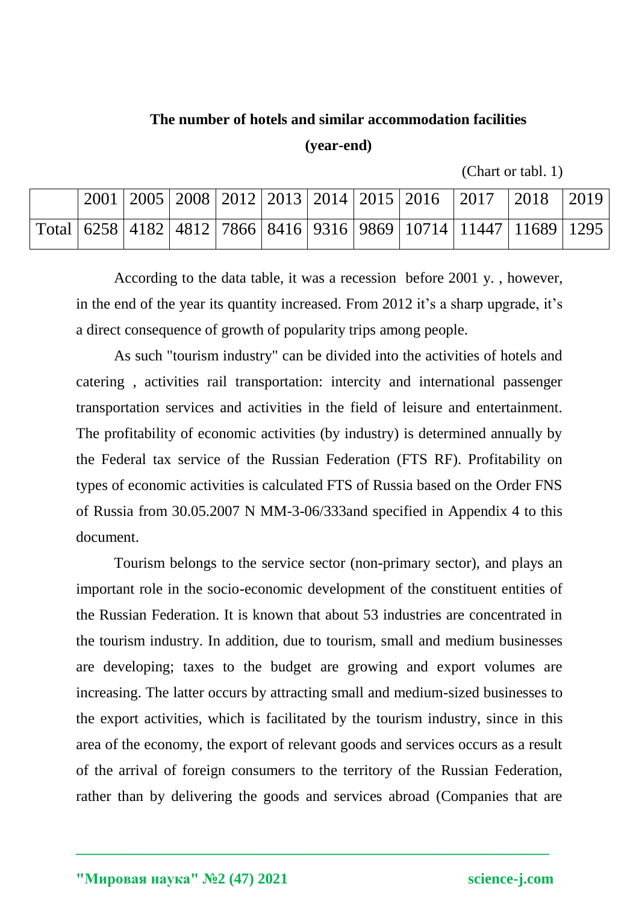**The number of hotels and similar accommodation facilities**

**(year-end)**

(Chart or tabl. 1)

| | 2001 | 2005 | 2008 | 2012 | 2013 | 2014 | 2015 | 2016 | 2017 | 2018 | 2019 |
|---|---|---|---|---|---|---|---|---|---|---|---|
| Total | 6258 | 4182 | 4812 | 7866 | 8416 | 9316 | 9869 | 10714 | 11447 | 11689 | 1295 |

According to the data table, it was a recession before 2001 y. , however, in the end of the year its quantity increased. From 2012 it's a sharp upgrade, it's a direct consequence of growth of popularity trips among people.

As such "tourism industry" can be divided into the activities of hotels and catering , activities rail transportation: intercity and international passenger transportation services and activities in the field of leisure and entertainment. The profitability of economic activities (by industry) is determined annually by the Federal tax service of the Russian Federation (FTS RF). Profitability on types of economic activities is calculated FTS of Russia based on the Order FNS of Russia from 30.05.2007 N MM-3-06/333and specified in Appendix 4 to this document.

Tourism belongs to the service sector (non-primary sector), and plays an important role in the socio-economic development of the constituent entities of the Russian Federation. It is known that about 53 industries are concentrated in the tourism industry. In addition, due to tourism, small and medium businesses are developing; taxes to the budget are growing and export volumes are increasing. The latter occurs by attracting small and medium-sized businesses to the export activities, which is facilitated by the tourism industry, since in this area of the economy, the export of relevant goods and services occurs as a result of the arrival of foreign consumers to the territory of the Russian Federation, rather than by delivering the goods and services abroad (Companies that are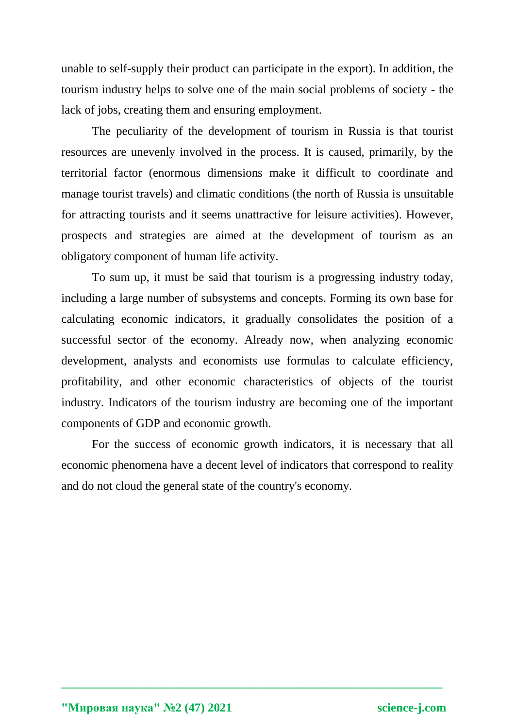unable to self-supply their product can participate in the export). In addition, the tourism industry helps to solve one of the main social problems of society - the lack of jobs, creating them and ensuring employment.

The peculiarity of the development of tourism in Russia is that tourist resources are unevenly involved in the process. It is caused, primarily, by the territorial factor (enormous dimensions make it difficult to coordinate and manage tourist travels) and climatic conditions (the north of Russia is unsuitable for attracting tourists and it seems unattractive for leisure activities). However, prospects and strategies are aimed at the development of tourism as an obligatory component of human life activity.

To sum up, it must be said that tourism is a progressing industry today, including a large number of subsystems and concepts. Forming its own base for calculating economic indicators, it gradually consolidates the position of a successful sector of the economy. Already now, when analyzing economic development, analysts and economists use formulas to calculate efficiency, profitability, and other economic characteristics of objects of the tourist industry. Indicators of the tourism industry are becoming one of the important components of GDP and economic growth.

For the success of economic growth indicators, it is necessary that all economic phenomena have a decent level of indicators that correspond to reality and do not cloud the general state of the country's economy.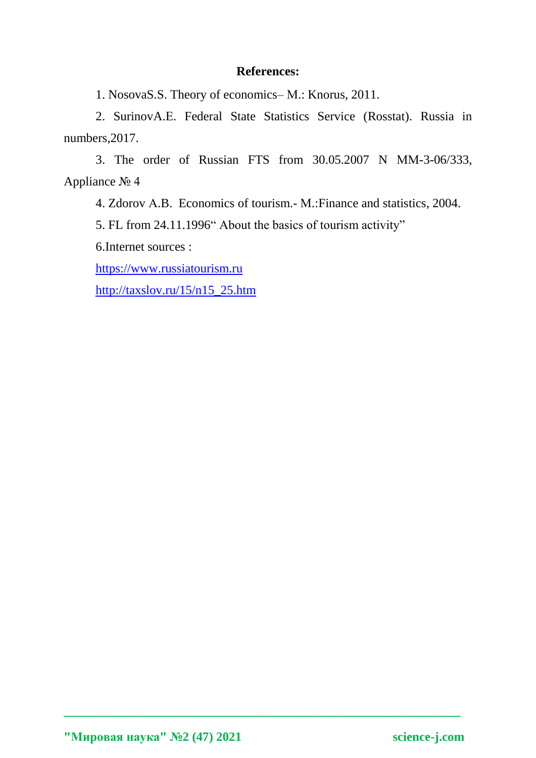**References:**

1. NosovaS.S. Theory of economics– M.: Knorus, 2011.

2. SurinovA.E. Federal State Statistics Service (Rosstat). Russia in numbers,2017.

3. The order of Russian FTS from 30.05.2007 N MM-3-06/333, Appliance № 4

4. Zdorov A.B. Economics of tourism.- M.:Finance and statistics, 2004.

5. FL from 24.11.1996“ About the basics of tourism activity”

6.Internet sources :

https://www.russiatourism.ru

http://taxslov.ru/15/n15_25.htm